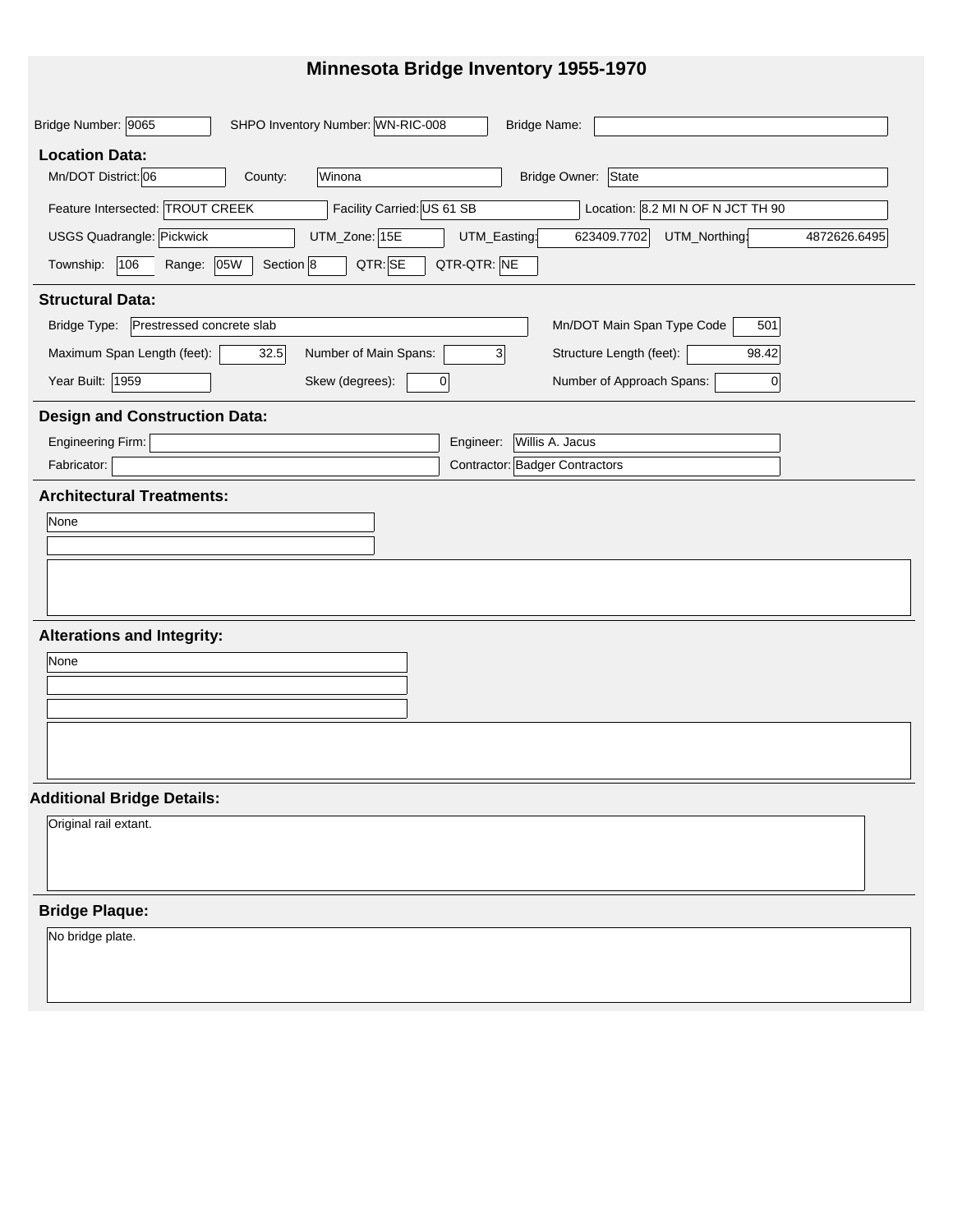# Minnesota Bridge Inventory 1955-1970

Bridge Number: 9065 SHPO Inventory Number: WN-RIC-008 Bridge Name:

## Location Data:

Mn/DOT District: 06 County: Winona Bridge Owner: State

Feature Intersected: TROUT CREEK Facility Carried: US 61 SB Location: 8.2 MI N OF N JCT TH 90

USGS Quadrangle: Pickwick UTM_Zone: 15E UTM_Easting: 623409.7702 UTM_Northing: 4872626.6495

Township: 106 Range: 05W Section 8 QTR: SE QTR-QTR: NE

## Structural Data:

Bridge Type: Prestressed concrete slab Mn/DOT Main Span Type Code 501

Maximum Span Length (feet): 32.5 Number of Main Spans: 3 Structure Length (feet): 98.42

Year Built: 1959 Skew (degrees): 0 Number of Approach Spans: 0

## Design and Construction Data:

Engineering Firm: Engineer: Willis A. Jacus

Fabricator: Contractor: Badger Contractors

## Architectural Treatments:

None

## Alterations and Integrity:

None

## Additional Bridge Details:

Original rail extant.

## Bridge Plaque:

No bridge plate.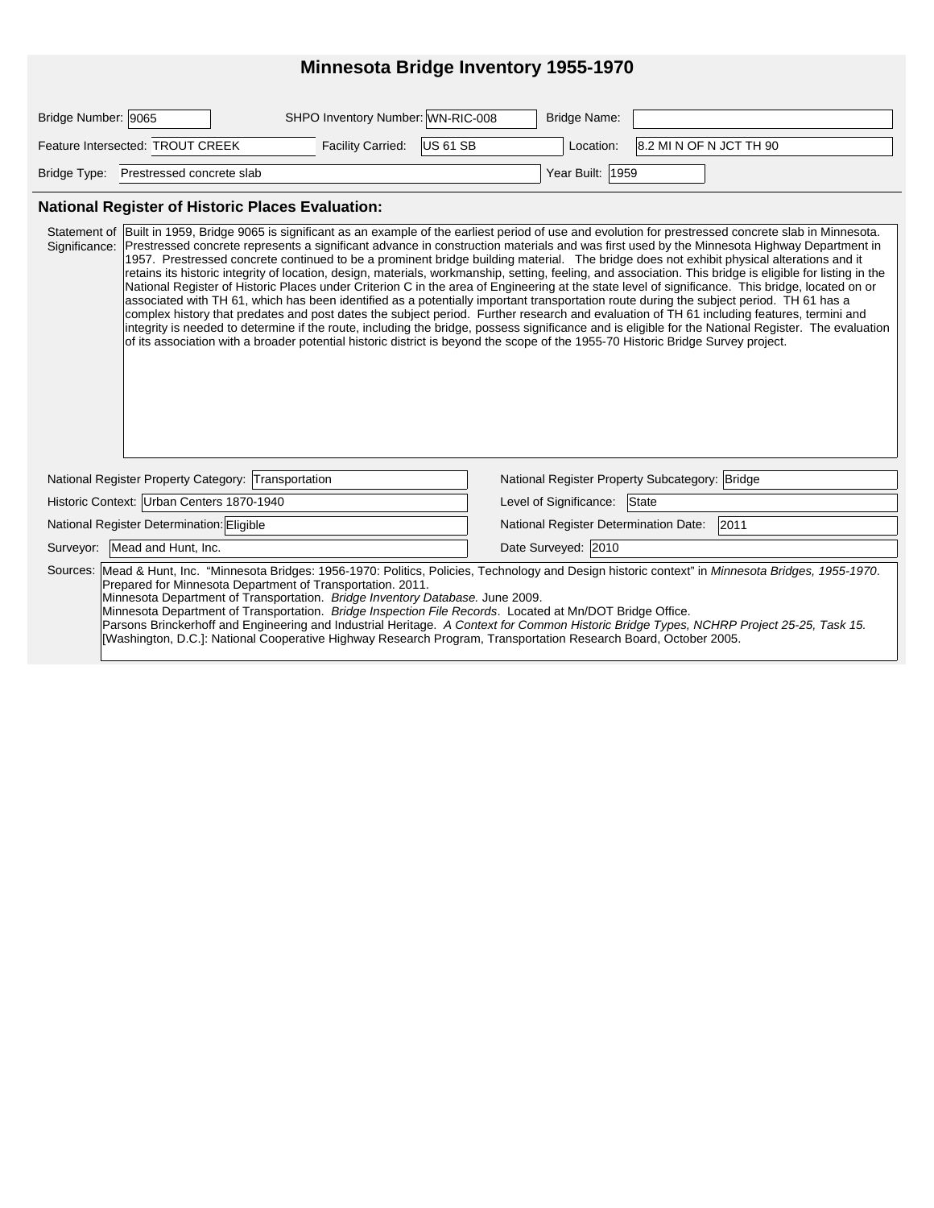# Minnesota Bridge Inventory 1955-1970

**Bridge Number:** 9065 **SHPO Inventory Number:** WN-RIC-008 **Bridge Name:**

**Feature Intersected:** TROUT CREEK **Facility Carried:** US 61 SB **Location:** 8.2 MI N OF N JCT TH 90

**Bridge Type:** Prestressed concrete slab **Year Built:** 1959

## National Register of Historic Places Evaluation:

**Statement of Significance:** Built in 1959, Bridge 9065 is significant as an example of the earliest period of use and evolution for prestressed concrete slab in Minnesota. Prestressed concrete represents a significant advance in construction materials and was first used by the Minnesota Highway Department in 1957. Prestressed concrete continued to be a prominent bridge building material. The bridge does not exhibit physical alterations and it retains its historic integrity of location, design, materials, workmanship, setting, feeling, and association. This bridge is eligible for listing in the National Register of Historic Places under Criterion C in the area of Engineering at the state level of significance. This bridge, located on or associated with TH 61, which has been identified as a potentially important transportation route during the subject period. TH 61 has a complex history that predates and post dates the subject period. Further research and evaluation of TH 61 including features, termini and integrity is needed to determine if the route, including the bridge, possess significance and is eligible for the National Register. The evaluation of its association with a broader potential historic district is beyond the scope of the 1955-70 Historic Bridge Survey project.

**National Register Property Category:** Transportation **National Register Property Subcategory:** Bridge

**Historic Context:** Urban Centers 1870-1940 **Level of Significance:** State

**National Register Determination:** Eligible **National Register Determination Date:** 2011

**Surveyor:** Mead and Hunt, Inc. **Date Surveyed:** 2010

**Sources:** Mead & Hunt, Inc. "Minnesota Bridges: 1956-1970: Politics, Policies, Technology and Design historic context" in *Minnesota Bridges, 1955-1970*. Prepared for Minnesota Department of Transportation. 2011.
Minnesota Department of Transportation. *Bridge Inventory Database.* June 2009.
Minnesota Department of Transportation. *Bridge Inspection File Records*. Located at Mn/DOT Bridge Office.
Parsons Brinckerhoff and Engineering and Industrial Heritage. *A Context for Common Historic Bridge Types, NCHRP Project 25-25, Task 15.* [Washington, D.C.]: National Cooperative Highway Research Program, Transportation Research Board, October 2005.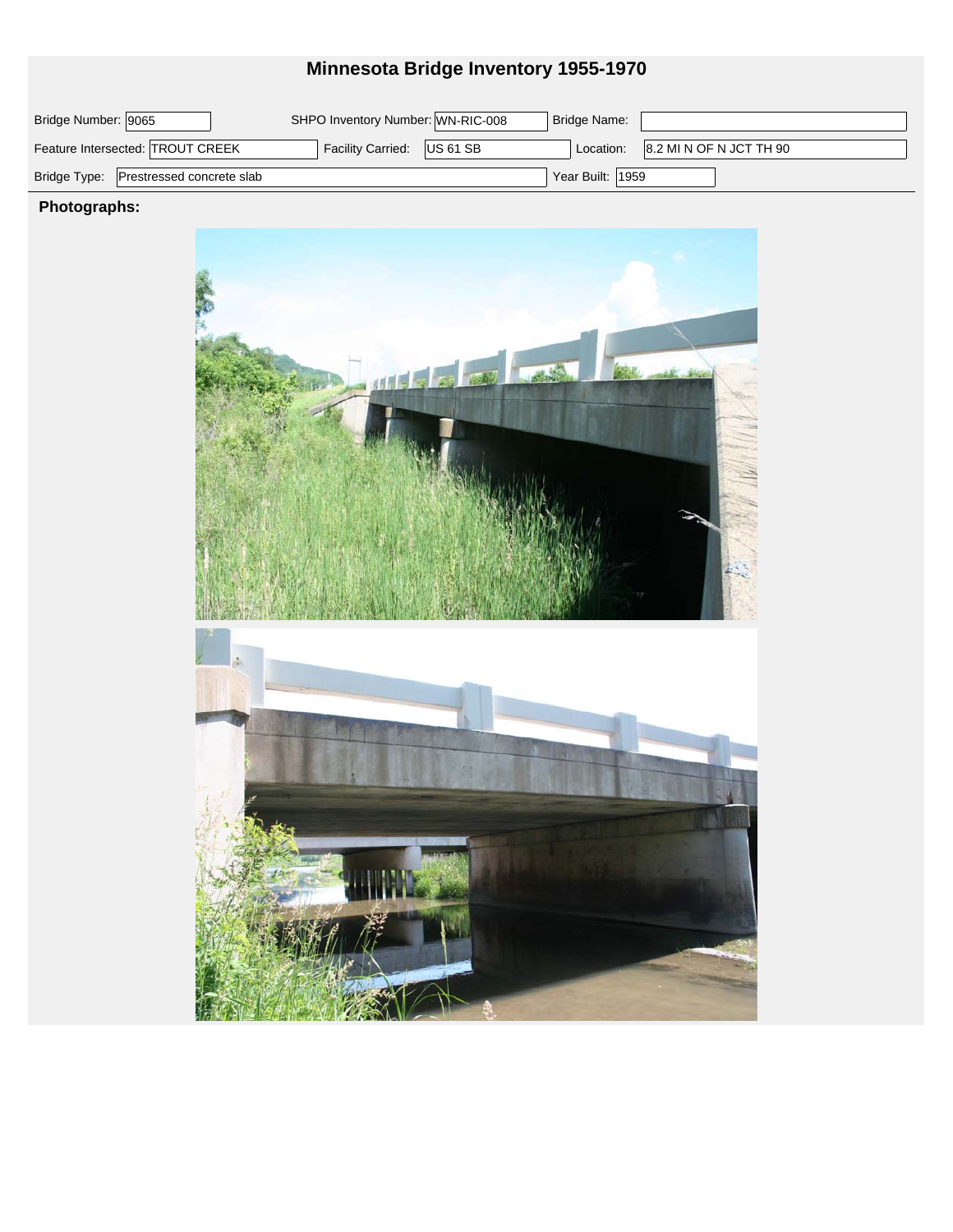# Minnesota Bridge Inventory 1955-1970

| | | | | | |
|---|---|---|---|---|---|
| Bridge Number: | 9065 | SHPO Inventory Number: | WN-RIC-008 | Bridge Name: | |
| Feature Intersected: | TROUT CREEK | Facility Carried: | US 61 SB | Location: | 8.2 MI N OF N JCT TH 90 |
| Bridge Type: | Prestressed concrete slab | | | Year Built: | 1959 |

**Photographs:**